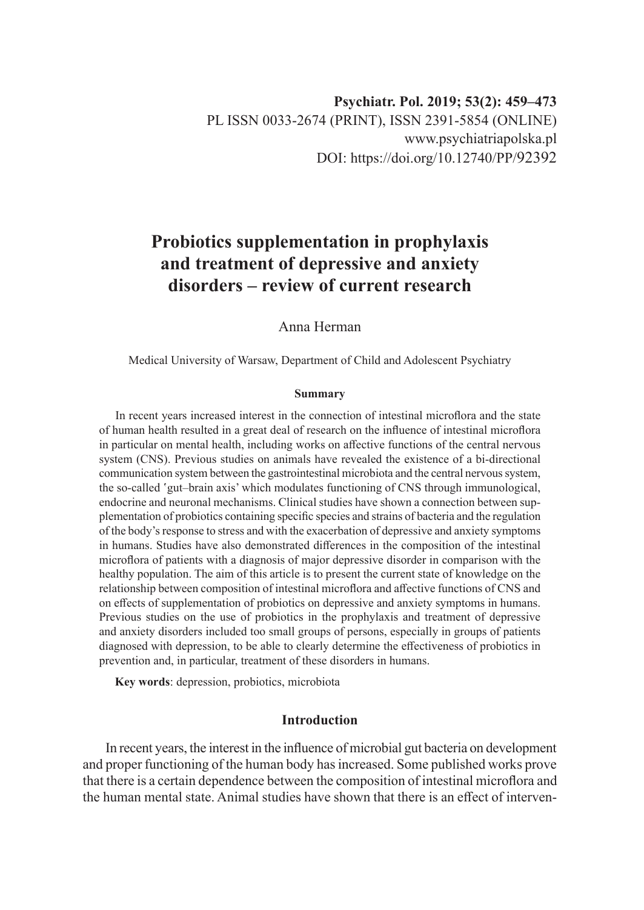Psychiatr. Pol. 2019; 53(2): 459–473
PL ISSN 0033-2674 (PRINT), ISSN 2391-5854 (ONLINE)
www.psychiatriapolska.pl
DOI: https://doi.org/10.12740/PP/92392

# Probiotics supplementation in prophylaxis and treatment of depressive and anxiety disorders – review of current research

Anna Herman

Medical University of Warsaw, Department of Child and Adolescent Psychiatry

**Summary**

In recent years increased interest in the connection of intestinal microflora and the state of human health resulted in a great deal of research on the influence of intestinal microflora in particular on mental health, including works on affective functions of the central nervous system (CNS). Previous studies on animals have revealed the existence of a bi-directional communication system between the gastrointestinal microbiota and the central nervous system, the so-called 'gut–brain axis' which modulates functioning of CNS through immunological, endocrine and neuronal mechanisms. Clinical studies have shown a connection between supplementation of probiotics containing specific species and strains of bacteria and the regulation of the body's response to stress and with the exacerbation of depressive and anxiety symptoms in humans. Studies have also demonstrated differences in the composition of the intestinal microflora of patients with a diagnosis of major depressive disorder in comparison with the healthy population. The aim of this article is to present the current state of knowledge on the relationship between composition of intestinal microflora and affective functions of CNS and on effects of supplementation of probiotics on depressive and anxiety symptoms in humans. Previous studies on the use of probiotics in the prophylaxis and treatment of depressive and anxiety disorders included too small groups of persons, especially in groups of patients diagnosed with depression, to be able to clearly determine the effectiveness of probiotics in prevention and, in particular, treatment of these disorders in humans.

**Key words**: depression, probiotics, microbiota

## Introduction

In recent years, the interest in the influence of microbial gut bacteria on development and proper functioning of the human body has increased. Some published works prove that there is a certain dependence between the composition of intestinal microflora and the human mental state. Animal studies have shown that there is an effect of interven-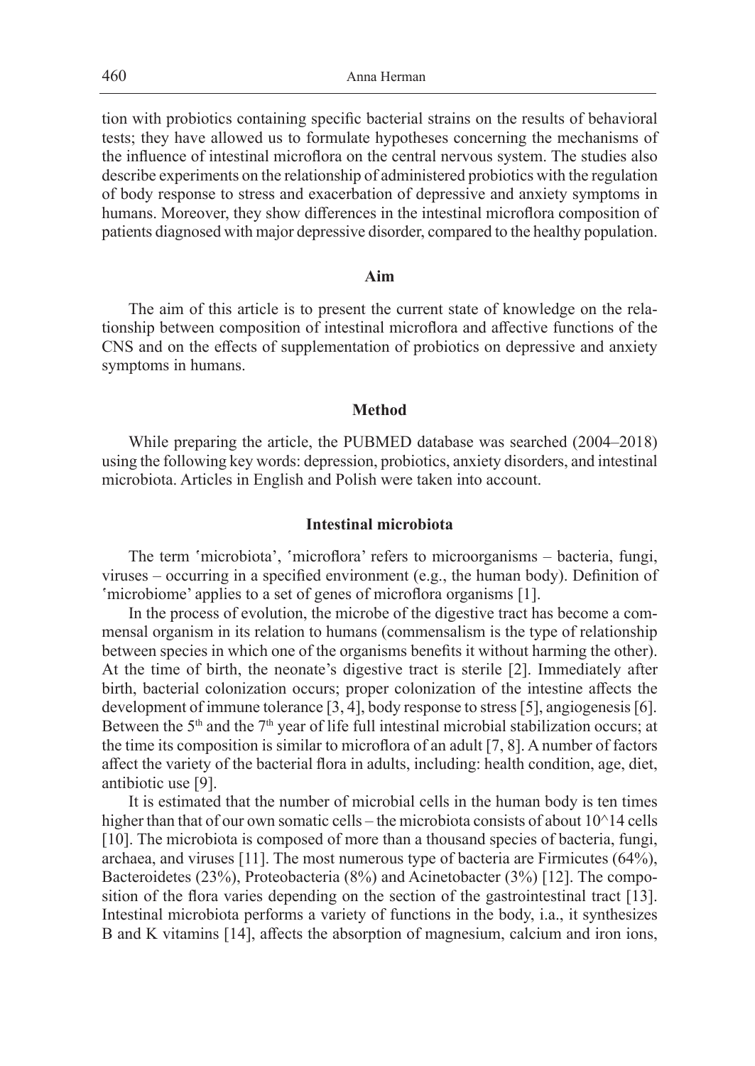tion with probiotics containing specific bacterial strains on the results of behavioral tests; they have allowed us to formulate hypotheses concerning the mechanisms of the influence of intestinal microflora on the central nervous system. The studies also describe experiments on the relationship of administered probiotics with the regulation of body response to stress and exacerbation of depressive and anxiety symptoms in humans. Moreover, they show differences in the intestinal microflora composition of patients diagnosed with major depressive disorder, compared to the healthy population.

## Aim

The aim of this article is to present the current state of knowledge on the relationship between composition of intestinal microflora and affective functions of the CNS and on the effects of supplementation of probiotics on depressive and anxiety symptoms in humans.

## Method

While preparing the article, the PUBMED database was searched (2004–2018) using the following key words: depression, probiotics, anxiety disorders, and intestinal microbiota. Articles in English and Polish were taken into account.

## Intestinal microbiota

The term 'microbiota', 'microflora' refers to microorganisms – bacteria, fungi, viruses – occurring in a specified environment (e.g., the human body). Definition of 'microbiome' applies to a set of genes of microflora organisms [1].

In the process of evolution, the microbe of the digestive tract has become a commensal organism in its relation to humans (commensalism is the type of relationship between species in which one of the organisms benefits it without harming the other). At the time of birth, the neonate's digestive tract is sterile [2]. Immediately after birth, bacterial colonization occurs; proper colonization of the intestine affects the development of immune tolerance [3, 4], body response to stress [5], angiogenesis [6]. Between the 5th and the 7th year of life full intestinal microbial stabilization occurs; at the time its composition is similar to microflora of an adult [7, 8]. A number of factors affect the variety of the bacterial flora in adults, including: health condition, age, diet, antibiotic use [9].

It is estimated that the number of microbial cells in the human body is ten times higher than that of our own somatic cells – the microbiota consists of about $10^{14}$ cells [10]. The microbiota is composed of more than a thousand species of bacteria, fungi, archaea, and viruses [11]. The most numerous type of bacteria are Firmicutes (64%), Bacteroidetes (23%), Proteobacteria (8%) and Acinetobacter (3%) [12]. The composition of the flora varies depending on the section of the gastrointestinal tract [13]. Intestinal microbiota performs a variety of functions in the body, i.a., it synthesizes B and K vitamins [14], affects the absorption of magnesium, calcium and iron ions,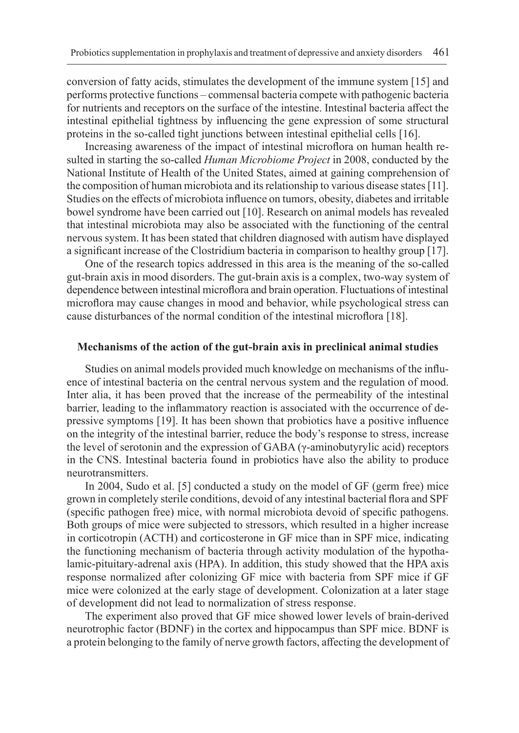conversion of fatty acids, stimulates the development of the immune system [15] and performs protective functions – commensal bacteria compete with pathogenic bacteria for nutrients and receptors on the surface of the intestine. Intestinal bacteria affect the intestinal epithelial tightness by influencing the gene expression of some structural proteins in the so-called tight junctions between intestinal epithelial cells [16].

Increasing awareness of the impact of intestinal microflora on human health resulted in starting the so-called *Human Microbiome Project* in 2008, conducted by the National Institute of Health of the United States, aimed at gaining comprehension of the composition of human microbiota and its relationship to various disease states [11]. Studies on the effects of microbiota influence on tumors, obesity, diabetes and irritable bowel syndrome have been carried out [10]. Research on animal models has revealed that intestinal microbiota may also be associated with the functioning of the central nervous system. It has been stated that children diagnosed with autism have displayed a significant increase of the Clostridium bacteria in comparison to healthy group [17].

One of the research topics addressed in this area is the meaning of the so-called gut-brain axis in mood disorders. The gut-brain axis is a complex, two-way system of dependence between intestinal microflora and brain operation. Fluctuations of intestinal microflora may cause changes in mood and behavior, while psychological stress can cause disturbances of the normal condition of the intestinal microflora [18].

## Mechanisms of the action of the gut-brain axis in preclinical animal studies

Studies on animal models provided much knowledge on mechanisms of the influence of intestinal bacteria on the central nervous system and the regulation of mood. Inter alia, it has been proved that the increase of the permeability of the intestinal barrier, leading to the inflammatory reaction is associated with the occurrence of depressive symptoms [19]. It has been shown that probiotics have a positive influence on the integrity of the intestinal barrier, reduce the body's response to stress, increase the level of serotonin and the expression of GABA ($\gamma$-aminobutyrylic acid) receptors in the CNS. Intestinal bacteria found in probiotics have also the ability to produce neurotransmitters.

In 2004, Sudo et al. [5] conducted a study on the model of GF (germ free) mice grown in completely sterile conditions, devoid of any intestinal bacterial flora and SPF (specific pathogen free) mice, with normal microbiota devoid of specific pathogens. Both groups of mice were subjected to stressors, which resulted in a higher increase in corticotropin (ACTH) and corticosterone in GF mice than in SPF mice, indicating the functioning mechanism of bacteria through activity modulation of the hypothalamic-pituitary-adrenal axis (HPA). In addition, this study showed that the HPA axis response normalized after colonizing GF mice with bacteria from SPF mice if GF mice were colonized at the early stage of development. Colonization at a later stage of development did not lead to normalization of stress response.

The experiment also proved that GF mice showed lower levels of brain-derived neurotrophic factor (BDNF) in the cortex and hippocampus than SPF mice. BDNF is a protein belonging to the family of nerve growth factors, affecting the development of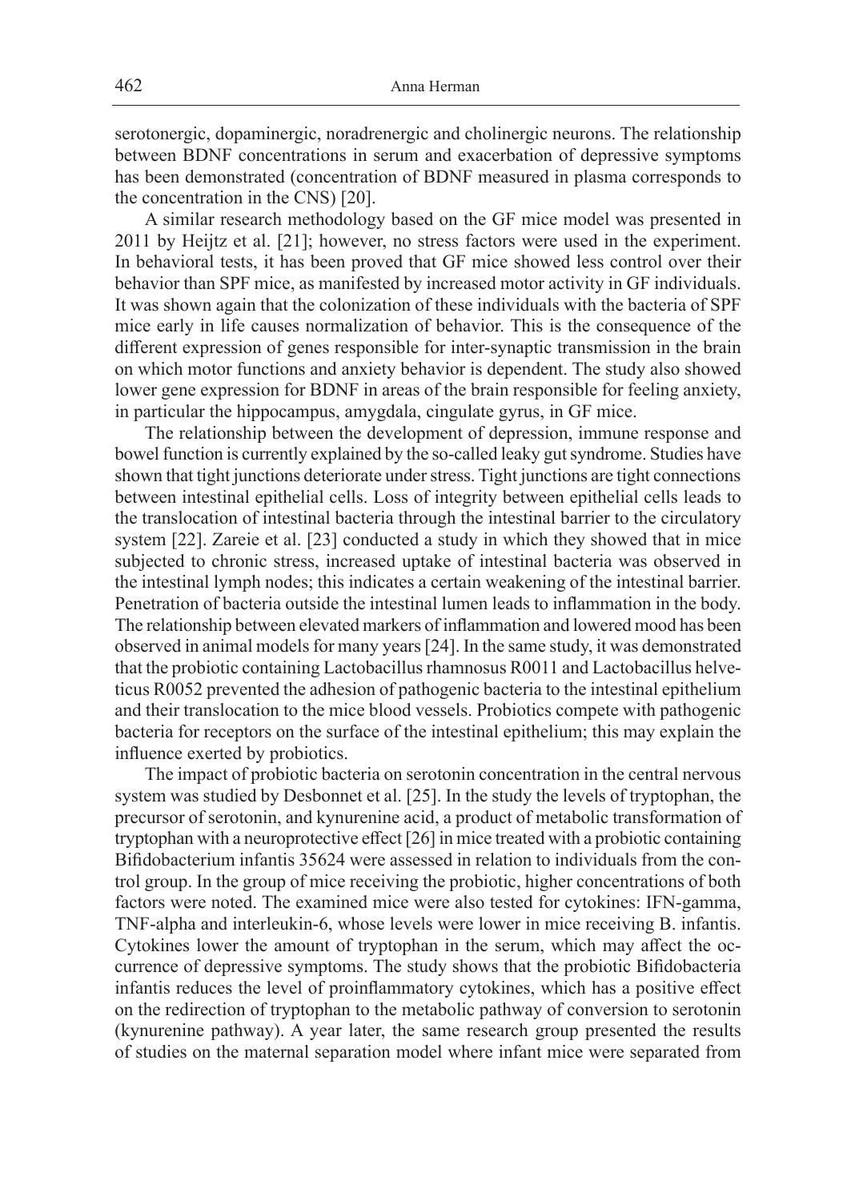serotonergic, dopaminergic, noradrenergic and cholinergic neurons. The relationship between BDNF concentrations in serum and exacerbation of depressive symptoms has been demonstrated (concentration of BDNF measured in plasma corresponds to the concentration in the CNS) [20].

A similar research methodology based on the GF mice model was presented in 2011 by Heijtz et al. [21]; however, no stress factors were used in the experiment. In behavioral tests, it has been proved that GF mice showed less control over their behavior than SPF mice, as manifested by increased motor activity in GF individuals. It was shown again that the colonization of these individuals with the bacteria of SPF mice early in life causes normalization of behavior. This is the consequence of the different expression of genes responsible for inter-synaptic transmission in the brain on which motor functions and anxiety behavior is dependent. The study also showed lower gene expression for BDNF in areas of the brain responsible for feeling anxiety, in particular the hippocampus, amygdala, cingulate gyrus, in GF mice.

The relationship between the development of depression, immune response and bowel function is currently explained by the so-called leaky gut syndrome. Studies have shown that tight junctions deteriorate under stress. Tight junctions are tight connections between intestinal epithelial cells. Loss of integrity between epithelial cells leads to the translocation of intestinal bacteria through the intestinal barrier to the circulatory system [22]. Zareie et al. [23] conducted a study in which they showed that in mice subjected to chronic stress, increased uptake of intestinal bacteria was observed in the intestinal lymph nodes; this indicates a certain weakening of the intestinal barrier. Penetration of bacteria outside the intestinal lumen leads to inflammation in the body. The relationship between elevated markers of inflammation and lowered mood has been observed in animal models for many years [24]. In the same study, it was demonstrated that the probiotic containing Lactobacillus rhamnosus R0011 and Lactobacillus helveticus R0052 prevented the adhesion of pathogenic bacteria to the intestinal epithelium and their translocation to the mice blood vessels. Probiotics compete with pathogenic bacteria for receptors on the surface of the intestinal epithelium; this may explain the influence exerted by probiotics.

The impact of probiotic bacteria on serotonin concentration in the central nervous system was studied by Desbonnet et al. [25]. In the study the levels of tryptophan, the precursor of serotonin, and kynurenine acid, a product of metabolic transformation of tryptophan with a neuroprotective effect [26] in mice treated with a probiotic containing Bifidobacterium infantis 35624 were assessed in relation to individuals from the control group. In the group of mice receiving the probiotic, higher concentrations of both factors were noted. The examined mice were also tested for cytokines: IFN-gamma, TNF-alpha and interleukin-6, whose levels were lower in mice receiving B. infantis. Cytokines lower the amount of tryptophan in the serum, which may affect the occurrence of depressive symptoms. The study shows that the probiotic Bifidobacteria infantis reduces the level of proinflammatory cytokines, which has a positive effect on the redirection of tryptophan to the metabolic pathway of conversion to serotonin (kynurenine pathway). A year later, the same research group presented the results of studies on the maternal separation model where infant mice were separated from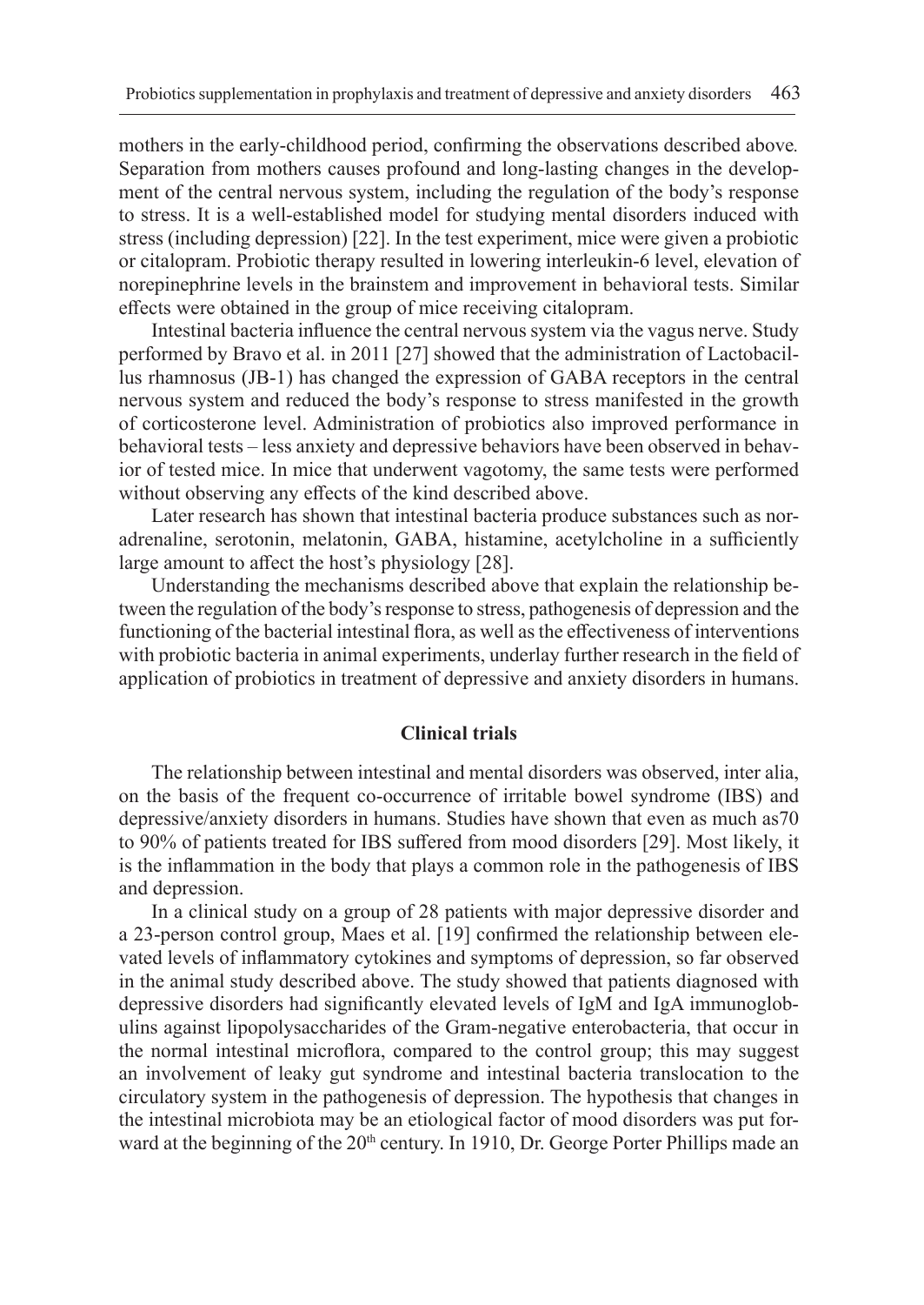mothers in the early-childhood period, confirming the observations described above. Separation from mothers causes profound and long-lasting changes in the development of the central nervous system, including the regulation of the body's response to stress. It is a well-established model for studying mental disorders induced with stress (including depression) [22]. In the test experiment, mice were given a probiotic or citalopram. Probiotic therapy resulted in lowering interleukin-6 level, elevation of norepinephrine levels in the brainstem and improvement in behavioral tests. Similar effects were obtained in the group of mice receiving citalopram.

Intestinal bacteria influence the central nervous system via the vagus nerve. Study performed by Bravo et al. in 2011 [27] showed that the administration of Lactobacillus rhamnosus (JB-1) has changed the expression of GABA receptors in the central nervous system and reduced the body's response to stress manifested in the growth of corticosterone level. Administration of probiotics also improved performance in behavioral tests – less anxiety and depressive behaviors have been observed in behavior of tested mice. In mice that underwent vagotomy, the same tests were performed without observing any effects of the kind described above.

Later research has shown that intestinal bacteria produce substances such as noradrenaline, serotonin, melatonin, GABA, histamine, acetylcholine in a sufficiently large amount to affect the host's physiology [28].

Understanding the mechanisms described above that explain the relationship between the regulation of the body's response to stress, pathogenesis of depression and the functioning of the bacterial intestinal flora, as well as the effectiveness of interventions with probiotic bacteria in animal experiments, underlay further research in the field of application of probiotics in treatment of depressive and anxiety disorders in humans.

## Clinical trials

The relationship between intestinal and mental disorders was observed, inter alia, on the basis of the frequent co-occurrence of irritable bowel syndrome (IBS) and depressive/anxiety disorders in humans. Studies have shown that even as much as70 to 90% of patients treated for IBS suffered from mood disorders [29]. Most likely, it is the inflammation in the body that plays a common role in the pathogenesis of IBS and depression.

In a clinical study on a group of 28 patients with major depressive disorder and a 23-person control group, Maes et al. [19] confirmed the relationship between elevated levels of inflammatory cytokines and symptoms of depression, so far observed in the animal study described above. The study showed that patients diagnosed with depressive disorders had significantly elevated levels of IgM and IgA immunoglobulins against lipopolysaccharides of the Gram-negative enterobacteria, that occur in the normal intestinal microflora, compared to the control group; this may suggest an involvement of leaky gut syndrome and intestinal bacteria translocation to the circulatory system in the pathogenesis of depression. The hypothesis that changes in the intestinal microbiota may be an etiological factor of mood disorders was put forward at the beginning of the 20th century. In 1910, Dr. George Porter Phillips made an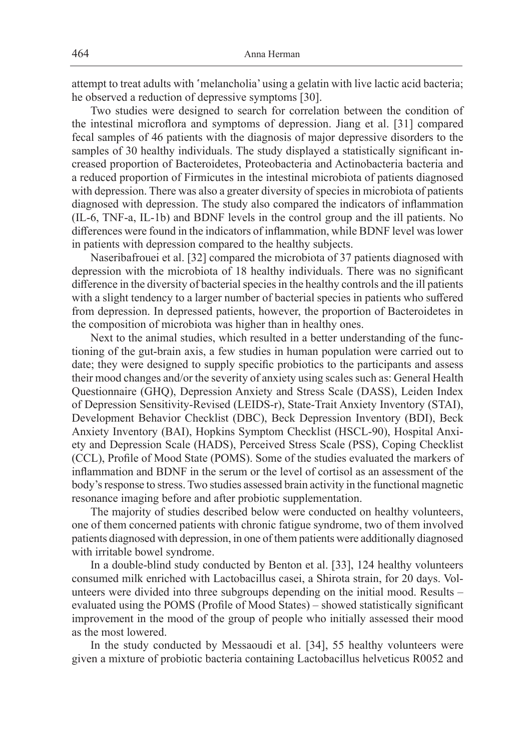attempt to treat adults with 'melancholia' using a gelatin with live lactic acid bacteria; he observed a reduction of depressive symptoms [30].

Two studies were designed to search for correlation between the condition of the intestinal microflora and symptoms of depression. Jiang et al. [31] compared fecal samples of 46 patients with the diagnosis of major depressive disorders to the samples of 30 healthy individuals. The study displayed a statistically significant increased proportion of Bacteroidetes, Proteobacteria and Actinobacteria bacteria and a reduced proportion of Firmicutes in the intestinal microbiota of patients diagnosed with depression. There was also a greater diversity of species in microbiota of patients diagnosed with depression. The study also compared the indicators of inflammation (IL-6, TNF-a, IL-1b) and BDNF levels in the control group and the ill patients. No differences were found in the indicators of inflammation, while BDNF level was lower in patients with depression compared to the healthy subjects.

Naseribafrouei et al. [32] compared the microbiota of 37 patients diagnosed with depression with the microbiota of 18 healthy individuals. There was no significant difference in the diversity of bacterial species in the healthy controls and the ill patients with a slight tendency to a larger number of bacterial species in patients who suffered from depression. In depressed patients, however, the proportion of Bacteroidetes in the composition of microbiota was higher than in healthy ones.

Next to the animal studies, which resulted in a better understanding of the functioning of the gut-brain axis, a few studies in human population were carried out to date; they were designed to supply specific probiotics to the participants and assess their mood changes and/or the severity of anxiety using scales such as: General Health Questionnaire (GHQ), Depression Anxiety and Stress Scale (DASS), Leiden Index of Depression Sensitivity-Revised (LEIDS-r), State-Trait Anxiety Inventory (STAI), Development Behavior Checklist (DBC), Beck Depression Inventory (BDI), Beck Anxiety Inventory (BAI), Hopkins Symptom Checklist (HSCL-90), Hospital Anxiety and Depression Scale (HADS), Perceived Stress Scale (PSS), Coping Checklist (CCL), Profile of Mood State (POMS). Some of the studies evaluated the markers of inflammation and BDNF in the serum or the level of cortisol as an assessment of the body's response to stress. Two studies assessed brain activity in the functional magnetic resonance imaging before and after probiotic supplementation.

The majority of studies described below were conducted on healthy volunteers, one of them concerned patients with chronic fatigue syndrome, two of them involved patients diagnosed with depression, in one of them patients were additionally diagnosed with irritable bowel syndrome.

In a double-blind study conducted by Benton et al. [33], 124 healthy volunteers consumed milk enriched with Lactobacillus casei, a Shirota strain, for 20 days. Volunteers were divided into three subgroups depending on the initial mood. Results – evaluated using the POMS (Profile of Mood States) – showed statistically significant improvement in the mood of the group of people who initially assessed their mood as the most lowered.

In the study conducted by Messaoudi et al. [34], 55 healthy volunteers were given a mixture of probiotic bacteria containing Lactobacillus helveticus R0052 and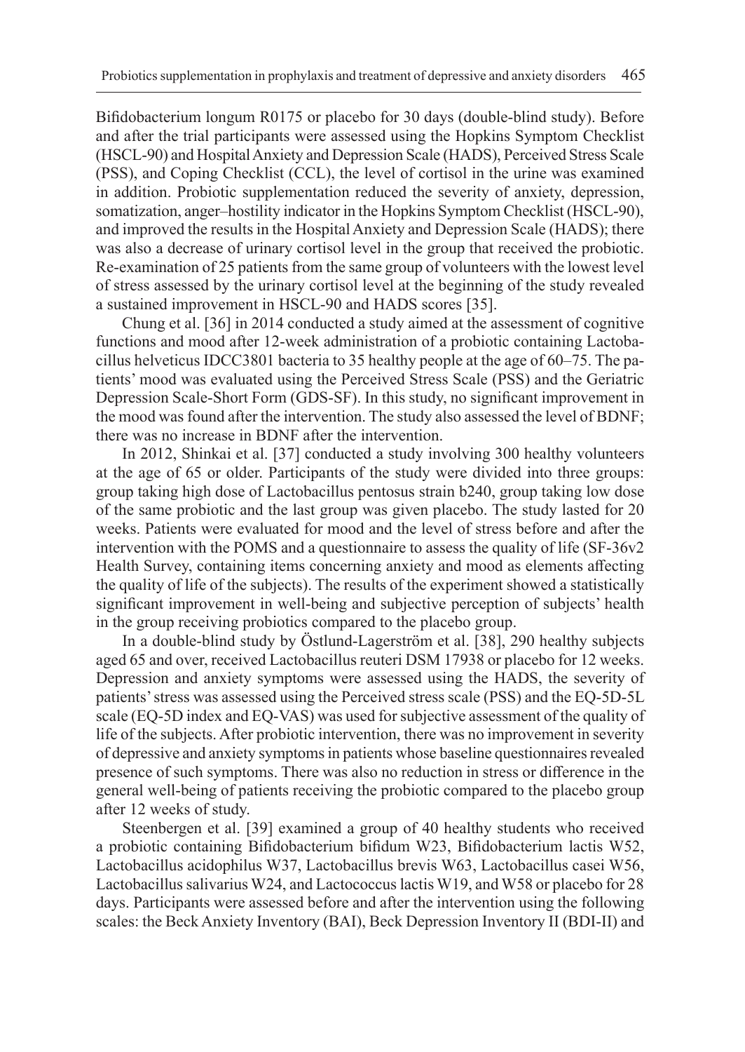Bifidobacterium longum R0175 or placebo for 30 days (double-blind study). Before and after the trial participants were assessed using the Hopkins Symptom Checklist (HSCL-90) and Hospital Anxiety and Depression Scale (HADS), Perceived Stress Scale (PSS), and Coping Checklist (CCL), the level of cortisol in the urine was examined in addition. Probiotic supplementation reduced the severity of anxiety, depression, somatization, anger–hostility indicator in the Hopkins Symptom Checklist (HSCL-90), and improved the results in the Hospital Anxiety and Depression Scale (HADS); there was also a decrease of urinary cortisol level in the group that received the probiotic. Re-examination of 25 patients from the same group of volunteers with the lowest level of stress assessed by the urinary cortisol level at the beginning of the study revealed a sustained improvement in HSCL-90 and HADS scores [35].

Chung et al. [36] in 2014 conducted a study aimed at the assessment of cognitive functions and mood after 12-week administration of a probiotic containing Lactobacillus helveticus IDCC3801 bacteria to 35 healthy people at the age of 60–75. The patients' mood was evaluated using the Perceived Stress Scale (PSS) and the Geriatric Depression Scale-Short Form (GDS-SF). In this study, no significant improvement in the mood was found after the intervention. The study also assessed the level of BDNF; there was no increase in BDNF after the intervention.

In 2012, Shinkai et al. [37] conducted a study involving 300 healthy volunteers at the age of 65 or older. Participants of the study were divided into three groups: group taking high dose of Lactobacillus pentosus strain b240, group taking low dose of the same probiotic and the last group was given placebo. The study lasted for 20 weeks. Patients were evaluated for mood and the level of stress before and after the intervention with the POMS and a questionnaire to assess the quality of life (SF-36v2 Health Survey, containing items concerning anxiety and mood as elements affecting the quality of life of the subjects). The results of the experiment showed a statistically significant improvement in well-being and subjective perception of subjects' health in the group receiving probiotics compared to the placebo group.

In a double-blind study by Östlund-Lagerström et al. [38], 290 healthy subjects aged 65 and over, received Lactobacillus reuteri DSM 17938 or placebo for 12 weeks. Depression and anxiety symptoms were assessed using the HADS, the severity of patients' stress was assessed using the Perceived stress scale (PSS) and the EQ-5D-5L scale (EQ-5D index and EQ-VAS) was used for subjective assessment of the quality of life of the subjects. After probiotic intervention, there was no improvement in severity of depressive and anxiety symptoms in patients whose baseline questionnaires revealed presence of such symptoms. There was also no reduction in stress or difference in the general well-being of patients receiving the probiotic compared to the placebo group after 12 weeks of study.

Steenbergen et al. [39] examined a group of 40 healthy students who received a probiotic containing Bifidobacterium bifidum W23, Bifidobacterium lactis W52, Lactobacillus acidophilus W37, Lactobacillus brevis W63, Lactobacillus casei W56, Lactobacillus salivarius W24, and Lactococcus lactis W19, and W58 or placebo for 28 days. Participants were assessed before and after the intervention using the following scales: the Beck Anxiety Inventory (BAI), Beck Depression Inventory II (BDI-II) and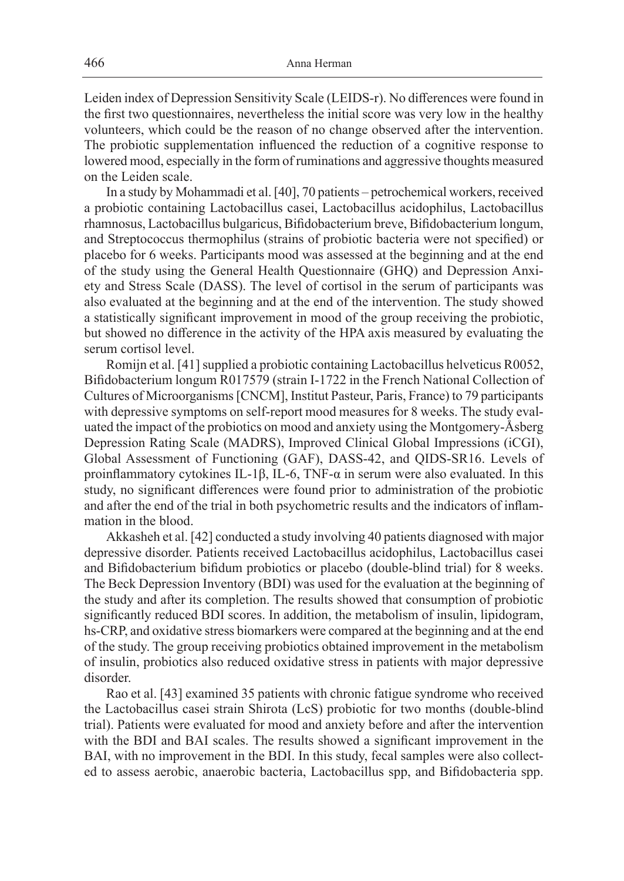Leiden index of Depression Sensitivity Scale (LEIDS-r). No differences were found in the first two questionnaires, nevertheless the initial score was very low in the healthy volunteers, which could be the reason of no change observed after the intervention. The probiotic supplementation influenced the reduction of a cognitive response to lowered mood, especially in the form of ruminations and aggressive thoughts measured on the Leiden scale.

In a study by Mohammadi et al. [40], 70 patients – petrochemical workers, received a probiotic containing Lactobacillus casei, Lactobacillus acidophilus, Lactobacillus rhamnosus, Lactobacillus bulgaricus, Bifidobacterium breve, Bifidobacterium longum, and Streptococcus thermophilus (strains of probiotic bacteria were not specified) or placebo for 6 weeks. Participants mood was assessed at the beginning and at the end of the study using the General Health Questionnaire (GHQ) and Depression Anxiety and Stress Scale (DASS). The level of cortisol in the serum of participants was also evaluated at the beginning and at the end of the intervention. The study showed a statistically significant improvement in mood of the group receiving the probiotic, but showed no difference in the activity of the HPA axis measured by evaluating the serum cortisol level.

Romijn et al. [41] supplied a probiotic containing Lactobacillus helveticus R0052, Bifidobacterium longum R017579 (strain I-1722 in the French National Collection of Cultures of Microorganisms [CNCM], Institut Pasteur, Paris, France) to 79 participants with depressive symptoms on self-report mood measures for 8 weeks. The study evaluated the impact of the probiotics on mood and anxiety using the Montgomery-Åsberg Depression Rating Scale (MADRS), Improved Clinical Global Impressions (iCGI), Global Assessment of Functioning (GAF), DASS-42, and QIDS-SR16. Levels of proinflammatory cytokines IL-1β, IL-6, TNF-α in serum were also evaluated. In this study, no significant differences were found prior to administration of the probiotic and after the end of the trial in both psychometric results and the indicators of inflammation in the blood.

Akkasheh et al. [42] conducted a study involving 40 patients diagnosed with major depressive disorder. Patients received Lactobacillus acidophilus, Lactobacillus casei and Bifidobacterium bifidum probiotics or placebo (double-blind trial) for 8 weeks. The Beck Depression Inventory (BDI) was used for the evaluation at the beginning of the study and after its completion. The results showed that consumption of probiotic significantly reduced BDI scores. In addition, the metabolism of insulin, lipidogram, hs-CRP, and oxidative stress biomarkers were compared at the beginning and at the end of the study. The group receiving probiotics obtained improvement in the metabolism of insulin, probiotics also reduced oxidative stress in patients with major depressive disorder.

Rao et al. [43] examined 35 patients with chronic fatigue syndrome who received the Lactobacillus casei strain Shirota (LcS) probiotic for two months (double-blind trial). Patients were evaluated for mood and anxiety before and after the intervention with the BDI and BAI scales. The results showed a significant improvement in the BAI, with no improvement in the BDI. In this study, fecal samples were also collected to assess aerobic, anaerobic bacteria, Lactobacillus spp, and Bifidobacteria spp.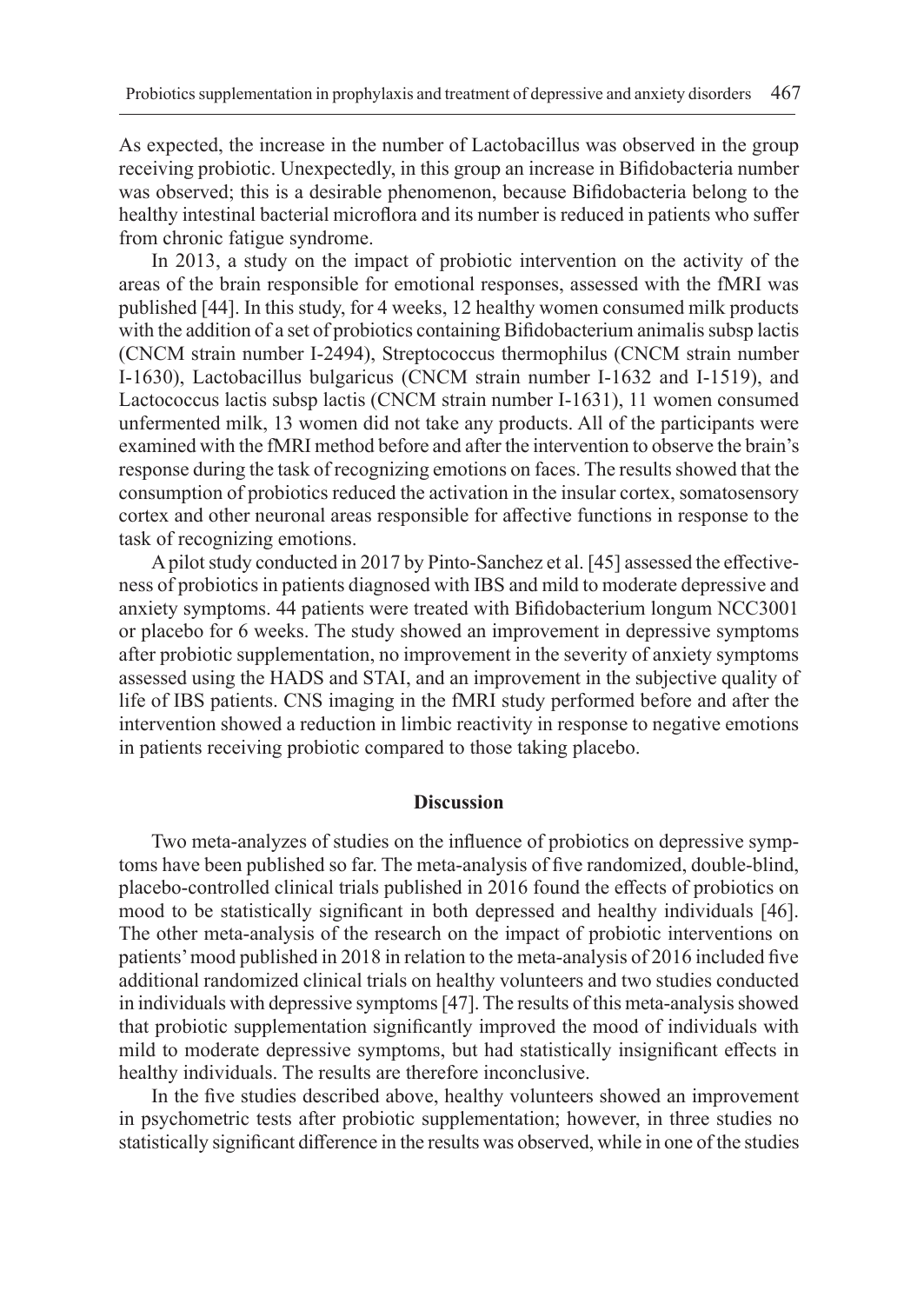As expected, the increase in the number of Lactobacillus was observed in the group receiving probiotic. Unexpectedly, in this group an increase in Bifidobacteria number was observed; this is a desirable phenomenon, because Bifidobacteria belong to the healthy intestinal bacterial microflora and its number is reduced in patients who suffer from chronic fatigue syndrome.

In 2013, a study on the impact of probiotic intervention on the activity of the areas of the brain responsible for emotional responses, assessed with the fMRI was published [44]. In this study, for 4 weeks, 12 healthy women consumed milk products with the addition of a set of probiotics containing Bifidobacterium animalis subsp lactis (CNCM strain number I-2494), Streptococcus thermophilus (CNCM strain number I-1630), Lactobacillus bulgaricus (CNCM strain number I-1632 and I-1519), and Lactococcus lactis subsp lactis (CNCM strain number I-1631), 11 women consumed unfermented milk, 13 women did not take any products. All of the participants were examined with the fMRI method before and after the intervention to observe the brain's response during the task of recognizing emotions on faces. The results showed that the consumption of probiotics reduced the activation in the insular cortex, somatosensory cortex and other neuronal areas responsible for affective functions in response to the task of recognizing emotions.

A pilot study conducted in 2017 by Pinto-Sanchez et al. [45] assessed the effectiveness of probiotics in patients diagnosed with IBS and mild to moderate depressive and anxiety symptoms. 44 patients were treated with Bifidobacterium longum NCC3001 or placebo for 6 weeks. The study showed an improvement in depressive symptoms after probiotic supplementation, no improvement in the severity of anxiety symptoms assessed using the HADS and STAI, and an improvement in the subjective quality of life of IBS patients. CNS imaging in the fMRI study performed before and after the intervention showed a reduction in limbic reactivity in response to negative emotions in patients receiving probiotic compared to those taking placebo.

## Discussion

Two meta-analyzes of studies on the influence of probiotics on depressive symptoms have been published so far. The meta-analysis of five randomized, double-blind, placebo-controlled clinical trials published in 2016 found the effects of probiotics on mood to be statistically significant in both depressed and healthy individuals [46]. The other meta-analysis of the research on the impact of probiotic interventions on patients' mood published in 2018 in relation to the meta-analysis of 2016 included five additional randomized clinical trials on healthy volunteers and two studies conducted in individuals with depressive symptoms [47]. The results of this meta-analysis showed that probiotic supplementation significantly improved the mood of individuals with mild to moderate depressive symptoms, but had statistically insignificant effects in healthy individuals. The results are therefore inconclusive.

In the five studies described above, healthy volunteers showed an improvement in psychometric tests after probiotic supplementation; however, in three studies no statistically significant difference in the results was observed, while in one of the studies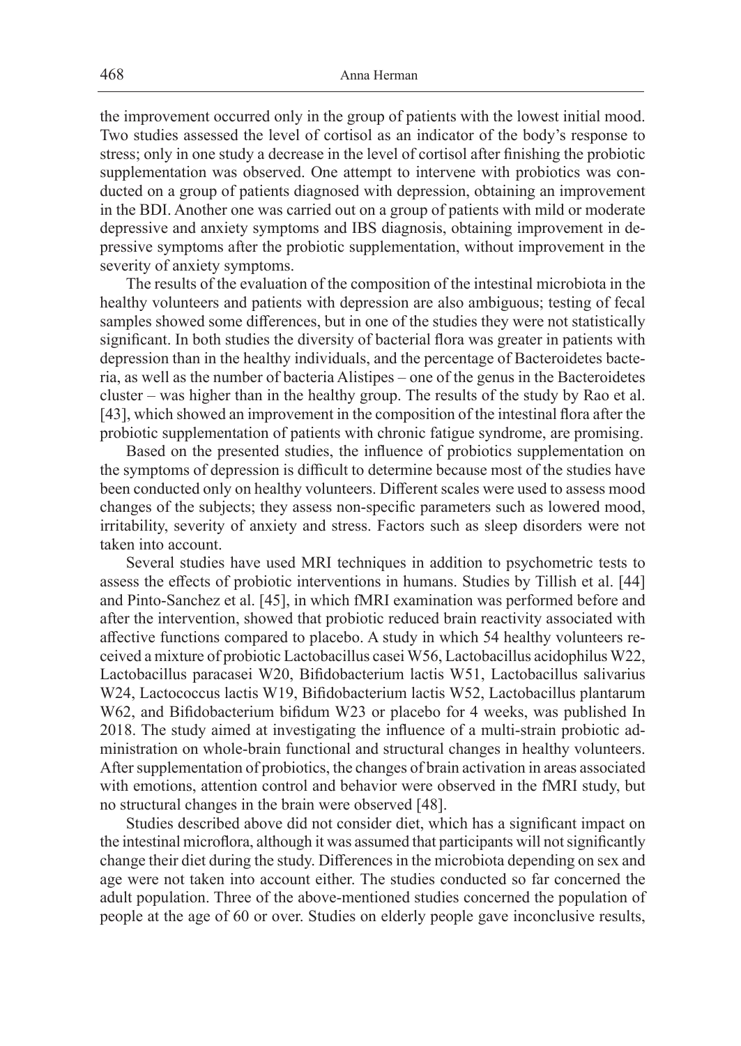the improvement occurred only in the group of patients with the lowest initial mood. Two studies assessed the level of cortisol as an indicator of the body's response to stress; only in one study a decrease in the level of cortisol after finishing the probiotic supplementation was observed. One attempt to intervene with probiotics was conducted on a group of patients diagnosed with depression, obtaining an improvement in the BDI. Another one was carried out on a group of patients with mild or moderate depressive and anxiety symptoms and IBS diagnosis, obtaining improvement in depressive symptoms after the probiotic supplementation, without improvement in the severity of anxiety symptoms.

The results of the evaluation of the composition of the intestinal microbiota in the healthy volunteers and patients with depression are also ambiguous; testing of fecal samples showed some differences, but in one of the studies they were not statistically significant. In both studies the diversity of bacterial flora was greater in patients with depression than in the healthy individuals, and the percentage of Bacteroidetes bacteria, as well as the number of bacteria Alistipes – one of the genus in the Bacteroidetes cluster – was higher than in the healthy group. The results of the study by Rao et al. [43], which showed an improvement in the composition of the intestinal flora after the probiotic supplementation of patients with chronic fatigue syndrome, are promising.

Based on the presented studies, the influence of probiotics supplementation on the symptoms of depression is difficult to determine because most of the studies have been conducted only on healthy volunteers. Different scales were used to assess mood changes of the subjects; they assess non-specific parameters such as lowered mood, irritability, severity of anxiety and stress. Factors such as sleep disorders were not taken into account.

Several studies have used MRI techniques in addition to psychometric tests to assess the effects of probiotic interventions in humans. Studies by Tillish et al. [44] and Pinto-Sanchez et al. [45], in which fMRI examination was performed before and after the intervention, showed that probiotic reduced brain reactivity associated with affective functions compared to placebo. A study in which 54 healthy volunteers received a mixture of probiotic Lactobacillus casei W56, Lactobacillus acidophilus W22, Lactobacillus paracasei W20, Bifidobacterium lactis W51, Lactobacillus salivarius W24, Lactococcus lactis W19, Bifidobacterium lactis W52, Lactobacillus plantarum W62, and Bifidobacterium bifidum W23 or placebo for 4 weeks, was published In 2018. The study aimed at investigating the influence of a multi-strain probiotic administration on whole-brain functional and structural changes in healthy volunteers. After supplementation of probiotics, the changes of brain activation in areas associated with emotions, attention control and behavior were observed in the fMRI study, but no structural changes in the brain were observed [48].

Studies described above did not consider diet, which has a significant impact on the intestinal microflora, although it was assumed that participants will not significantly change their diet during the study. Differences in the microbiota depending on sex and age were not taken into account either. The studies conducted so far concerned the adult population. Three of the above-mentioned studies concerned the population of people at the age of 60 or over. Studies on elderly people gave inconclusive results,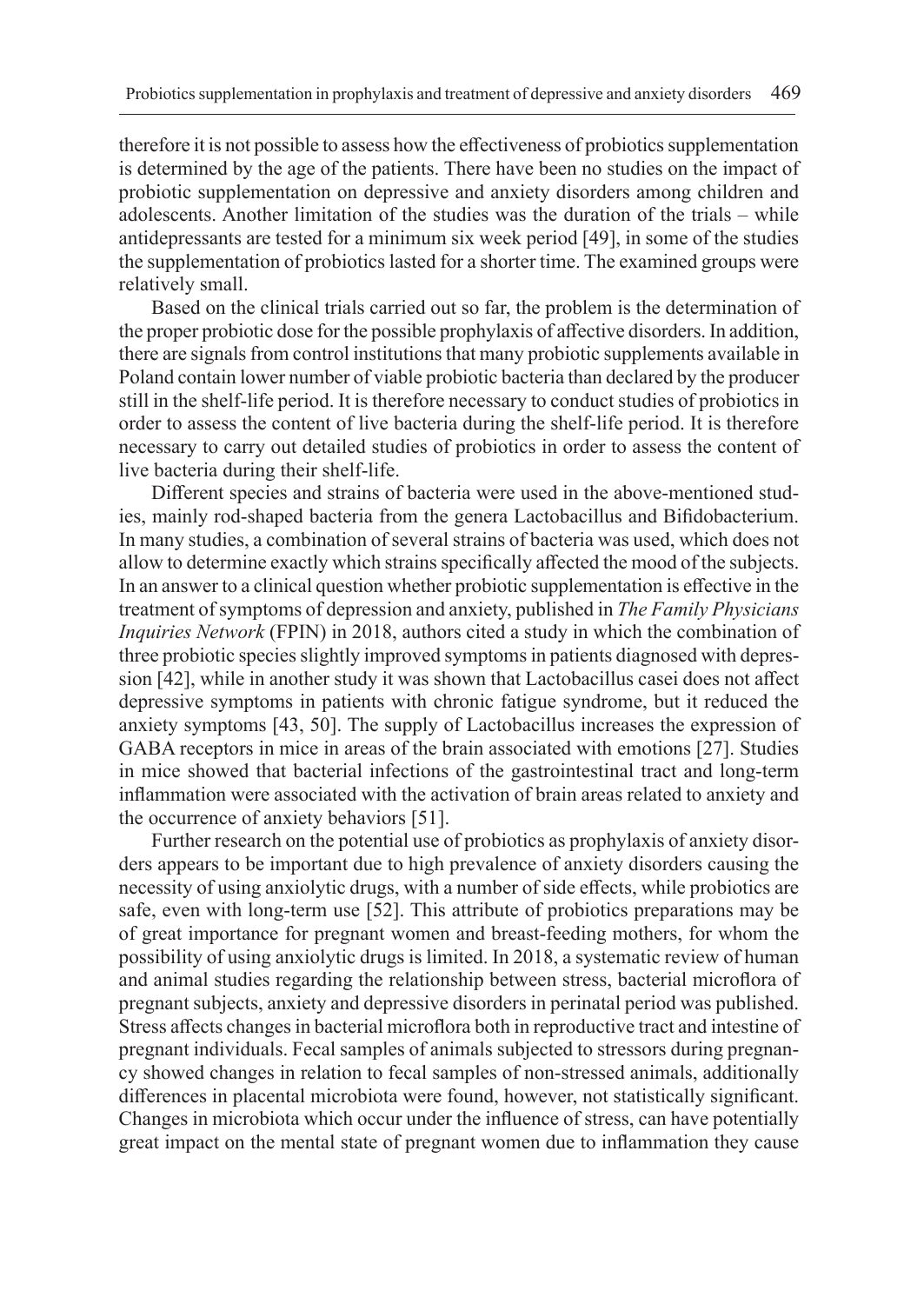therefore it is not possible to assess how the effectiveness of probiotics supplementation is determined by the age of the patients. There have been no studies on the impact of probiotic supplementation on depressive and anxiety disorders among children and adolescents. Another limitation of the studies was the duration of the trials – while antidepressants are tested for a minimum six week period [49], in some of the studies the supplementation of probiotics lasted for a shorter time. The examined groups were relatively small.

Based on the clinical trials carried out so far, the problem is the determination of the proper probiotic dose for the possible prophylaxis of affective disorders. In addition, there are signals from control institutions that many probiotic supplements available in Poland contain lower number of viable probiotic bacteria than declared by the producer still in the shelf-life period. It is therefore necessary to conduct studies of probiotics in order to assess the content of live bacteria during the shelf-life period. It is therefore necessary to carry out detailed studies of probiotics in order to assess the content of live bacteria during their shelf-life.

Different species and strains of bacteria were used in the above-mentioned studies, mainly rod-shaped bacteria from the genera Lactobacillus and Bifidobacterium. In many studies, a combination of several strains of bacteria was used, which does not allow to determine exactly which strains specifically affected the mood of the subjects. In an answer to a clinical question whether probiotic supplementation is effective in the treatment of symptoms of depression and anxiety, published in *The Family Physicians Inquiries Network* (FPIN) in 2018, authors cited a study in which the combination of three probiotic species slightly improved symptoms in patients diagnosed with depression [42], while in another study it was shown that Lactobacillus casei does not affect depressive symptoms in patients with chronic fatigue syndrome, but it reduced the anxiety symptoms [43, 50]. The supply of Lactobacillus increases the expression of GABA receptors in mice in areas of the brain associated with emotions [27]. Studies in mice showed that bacterial infections of the gastrointestinal tract and long-term inflammation were associated with the activation of brain areas related to anxiety and the occurrence of anxiety behaviors [51].

Further research on the potential use of probiotics as prophylaxis of anxiety disorders appears to be important due to high prevalence of anxiety disorders causing the necessity of using anxiolytic drugs, with a number of side effects, while probiotics are safe, even with long-term use [52]. This attribute of probiotics preparations may be of great importance for pregnant women and breast-feeding mothers, for whom the possibility of using anxiolytic drugs is limited. In 2018, a systematic review of human and animal studies regarding the relationship between stress, bacterial microflora of pregnant subjects, anxiety and depressive disorders in perinatal period was published. Stress affects changes in bacterial microflora both in reproductive tract and intestine of pregnant individuals. Fecal samples of animals subjected to stressors during pregnancy showed changes in relation to fecal samples of non-stressed animals, additionally differences in placental microbiota were found, however, not statistically significant. Changes in microbiota which occur under the influence of stress, can have potentially great impact on the mental state of pregnant women due to inflammation they cause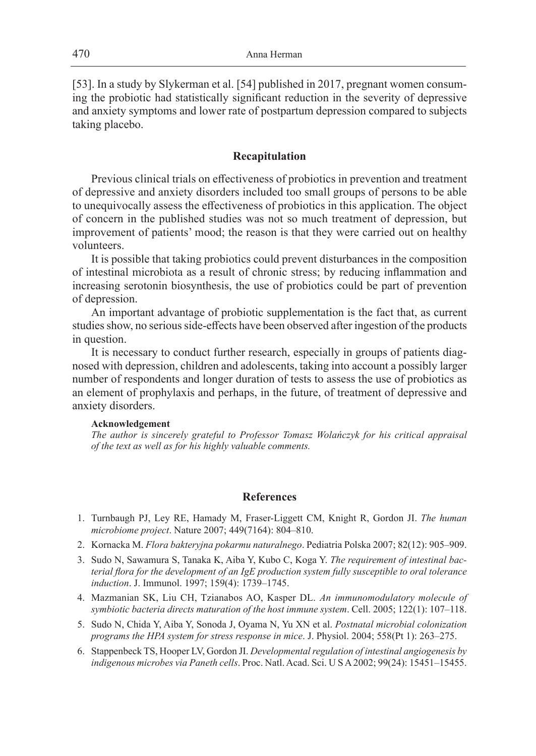[53]. In a study by Slykerman et al. [54] published in 2017, pregnant women consuming the probiotic had statistically significant reduction in the severity of depressive and anxiety symptoms and lower rate of postpartum depression compared to subjects taking placebo.

## Recapitulation

Previous clinical trials on effectiveness of probiotics in prevention and treatment of depressive and anxiety disorders included too small groups of persons to be able to unequivocally assess the effectiveness of probiotics in this application. The object of concern in the published studies was not so much treatment of depression, but improvement of patients' mood; the reason is that they were carried out on healthy volunteers.

It is possible that taking probiotics could prevent disturbances in the composition of intestinal microbiota as a result of chronic stress; by reducing inflammation and increasing serotonin biosynthesis, the use of probiotics could be part of prevention of depression.

An important advantage of probiotic supplementation is the fact that, as current studies show, no serious side-effects have been observed after ingestion of the products in question.

It is necessary to conduct further research, especially in groups of patients diagnosed with depression, children and adolescents, taking into account a possibly larger number of respondents and longer duration of tests to assess the use of probiotics as an element of prophylaxis and perhaps, in the future, of treatment of depressive and anxiety disorders.

**Acknowledgement**

*The author is sincerely grateful to Professor Tomasz Wolańczyk for his critical appraisal of the text as well as for his highly valuable comments.*

## References

1. Turnbaugh PJ, Ley RE, Hamady M, Fraser-Liggett CM, Knight R, Gordon JI. *The human microbiome project*. Nature 2007; 449(7164): 804–810.
2. Kornacka M. *Flora bakteryjna pokarmu naturalnego*. Pediatria Polska 2007; 82(12): 905–909.
3. Sudo N, Sawamura S, Tanaka K, Aiba Y, Kubo C, Koga Y. *The requirement of intestinal bacterial flora for the development of an IgE production system fully susceptible to oral tolerance induction*. J. Immunol. 1997; 159(4): 1739–1745.
4. Mazmanian SK, Liu CH, Tzianabos AO, Kasper DL. *An immunomodulatory molecule of symbiotic bacteria directs maturation of the host immune system*. Cell. 2005; 122(1): 107–118.
5. Sudo N, Chida Y, Aiba Y, Sonoda J, Oyama N, Yu XN et al. *Postnatal microbial colonization programs the HPA system for stress response in mice*. J. Physiol. 2004; 558(Pt 1): 263–275.
6. Stappenbeck TS, Hooper LV, Gordon JI. *Developmental regulation of intestinal angiogenesis by indigenous microbes via Paneth cells*. Proc. Natl. Acad. Sci. U S A 2002; 99(24): 15451–15455.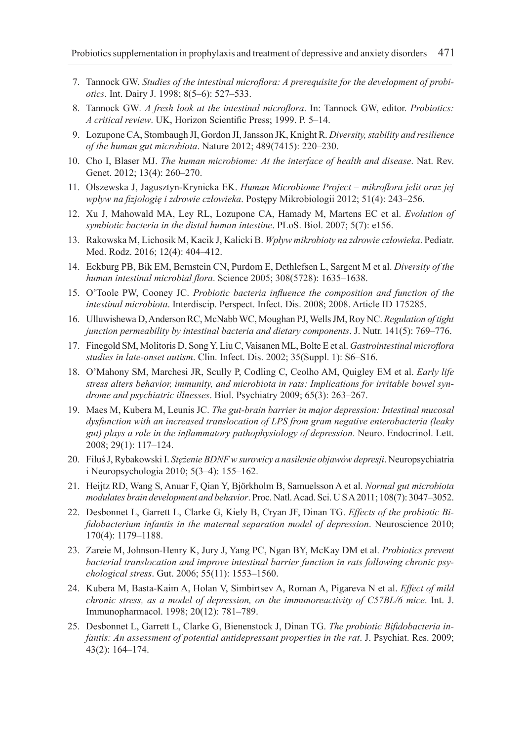7. Tannock GW. *Studies of the intestinal microflora: A prerequisite for the development of probiotics*. Int. Dairy J. 1998; 8(5–6): 527–533.
8. Tannock GW. *A fresh look at the intestinal microflora*. In: Tannock GW, editor. *Probiotics: A critical review*. UK, Horizon Scientific Press; 1999. P. 5–14.
9. Lozupone CA, Stombaugh JI, Gordon JI, Jansson JK, Knight R. *Diversity, stability and resilience of the human gut microbiota*. Nature 2012; 489(7415): 220–230.
10. Cho I, Blaser MJ. *The human microbiome: At the interface of health and disease*. Nat. Rev. Genet. 2012; 13(4): 260–270.
11. Olszewska J, Jagusztyn-Krynicka EK. *Human Microbiome Project – mikroflora jelit oraz jej wpływ na fizjologię i zdrowie człowieka*. Postępy Mikrobiologii 2012; 51(4): 243–256.
12. Xu J, Mahowald MA, Ley RL, Lozupone CA, Hamady M, Martens EC et al. *Evolution of symbiotic bacteria in the distal human intestine*. PLoS. Biol. 2007; 5(7): e156.
13. Rakowska M, Lichosik M, Kacik J, Kalicki B. *Wpływ mikrobioty na zdrowie człowieka*. Pediatr. Med. Rodz. 2016; 12(4): 404–412.
14. Eckburg PB, Bik EM, Bernstein CN, Purdom E, Dethlefsen L, Sargent M et al. *Diversity of the human intestinal microbial flora*. Science 2005; 308(5728): 1635–1638.
15. O'Toole PW, Cooney JC. *Probiotic bacteria influence the composition and function of the intestinal microbiota*. Interdiscip. Perspect. Infect. Dis. 2008; 2008. Article ID 175285.
16. Ulluwishewa D, Anderson RC, McNabb WC, Moughan PJ, Wells JM, Roy NC. *Regulation of tight junction permeability by intestinal bacteria and dietary components*. J. Nutr. 141(5): 769–776.
17. Finegold SM, Molitoris D, Song Y, Liu C, Vaisanen ML, Bolte E et al. *Gastrointestinal microflora studies in late-onset autism*. Clin. Infect. Dis. 2002; 35(Suppl. 1): S6–S16.
18. O'Mahony SM, Marchesi JR, Scully P, Codling C, Ceolho AM, Quigley EM et al. *Early life stress alters behavior, immunity, and microbiota in rats: Implications for irritable bowel syndrome and psychiatric illnesses*. Biol. Psychiatry 2009; 65(3): 263–267.
19. Maes M, Kubera M, Leunis JC. *The gut-brain barrier in major depression: Intestinal mucosal dysfunction with an increased translocation of LPS from gram negative enterobacteria (leaky gut) plays a role in the inflammatory pathophysiology of depression*. Neuro. Endocrinol. Lett. 2008; 29(1): 117–124.
20. Filuś J, Rybakowski I. *Stężenie BDNF w surowicy a nasilenie objawów depresji*. Neuropsychiatria i Neuropsychologia 2010; 5(3–4): 155–162.
21. Heijtz RD, Wang S, Anuar F, Qian Y, Björkholm B, Samuelsson A et al. *Normal gut microbiota modulates brain development and behavior*. Proc. Natl. Acad. Sci. U S A 2011; 108(7): 3047–3052.
22. Desbonnet L, Garrett L, Clarke G, Kiely B, Cryan JF, Dinan TG. *Effects of the probiotic Bifidobacterium infantis in the maternal separation model of depression*. Neuroscience 2010; 170(4): 1179–1188.
23. Zareie M, Johnson-Henry K, Jury J, Yang PC, Ngan BY, McKay DM et al. *Probiotics prevent bacterial translocation and improve intestinal barrier function in rats following chronic psychological stress*. Gut. 2006; 55(11): 1553–1560.
24. Kubera M, Basta-Kaim A, Holan V, Simbirtsev A, Roman A, Pigareva N et al. *Effect of mild chronic stress, as a model of depression, on the immunoreactivity of C57BL/6 mice*. Int. J. Immunopharmacol. 1998; 20(12): 781–789.
25. Desbonnet L, Garrett L, Clarke G, Bienenstock J, Dinan TG. *The probiotic Bifidobacteria infantis: An assessment of potential antidepressant properties in the rat*. J. Psychiat. Res. 2009; 43(2): 164–174.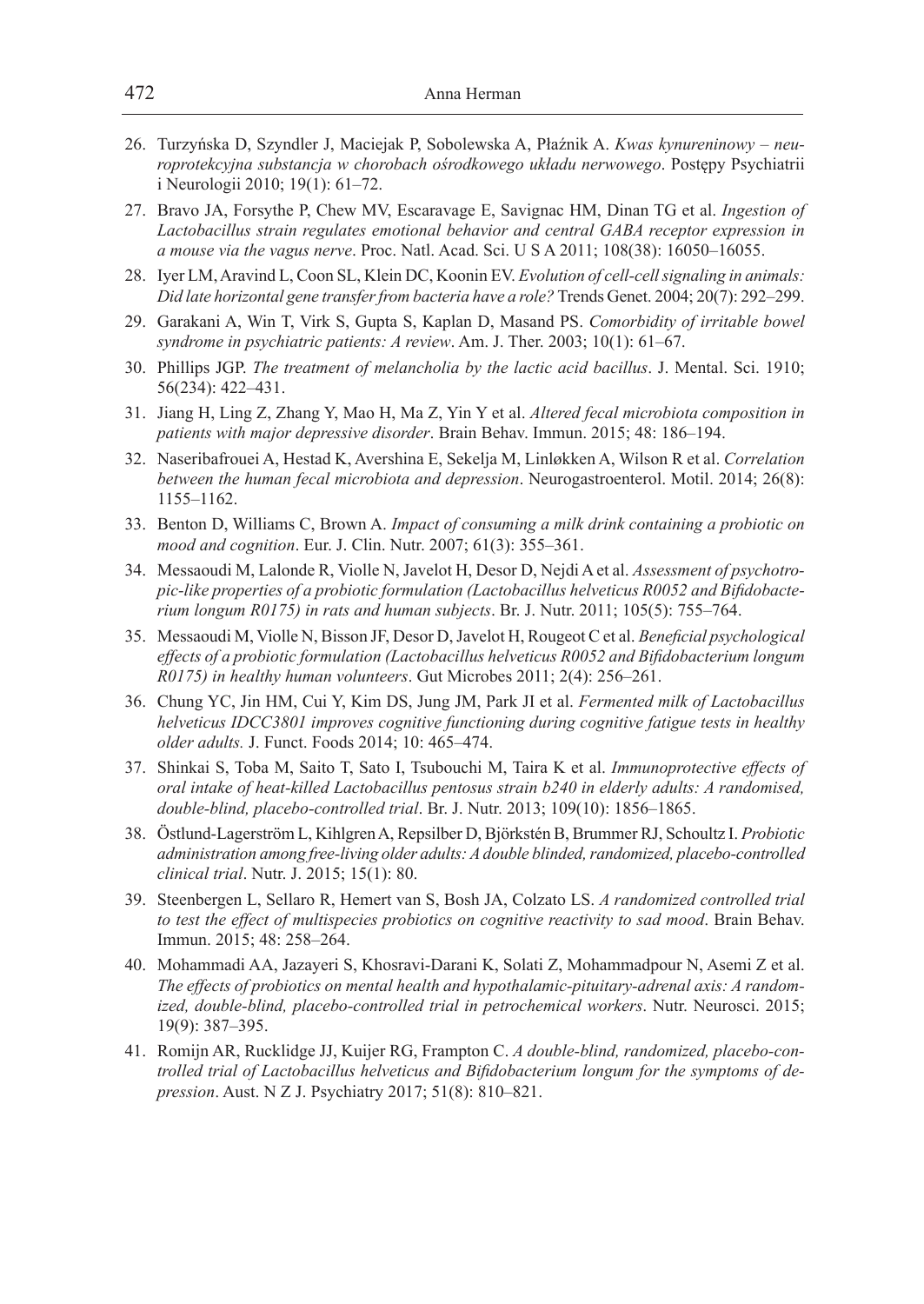26. Turzyńska D, Szyndler J, Maciejak P, Sobolewska A, Płaźnik A. *Kwas kynureninowy – neuroprotekcyjna substancja w chorobach ośrodkowego układu nerwowego*. Postępy Psychiatrii i Neurologii 2010; 19(1): 61–72.

27. Bravo JA, Forsythe P, Chew MV, Escaravage E, Savignac HM, Dinan TG et al. *Ingestion of Lactobacillus strain regulates emotional behavior and central GABA receptor expression in a mouse via the vagus nerve*. Proc. Natl. Acad. Sci. U S A 2011; 108(38): 16050–16055.

28. Iyer LM, Aravind L, Coon SL, Klein DC, Koonin EV. *Evolution of cell-cell signaling in animals: Did late horizontal gene transfer from bacteria have a role?* Trends Genet. 2004; 20(7): 292–299.

29. Garakani A, Win T, Virk S, Gupta S, Kaplan D, Masand PS. *Comorbidity of irritable bowel syndrome in psychiatric patients: A review*. Am. J. Ther. 2003; 10(1): 61–67.

30. Phillips JGP. *The treatment of melancholia by the lactic acid bacillus*. J. Mental. Sci. 1910; 56(234): 422–431.

31. Jiang H, Ling Z, Zhang Y, Mao H, Ma Z, Yin Y et al. *Altered fecal microbiota composition in patients with major depressive disorder*. Brain Behav. Immun. 2015; 48: 186–194.

32. Naseribafrouei A, Hestad K, Avershina E, Sekelja M, Linløkken A, Wilson R et al. *Correlation between the human fecal microbiota and depression*. Neurogastroenterol. Motil. 2014; 26(8): 1155–1162.

33. Benton D, Williams C, Brown A. *Impact of consuming a milk drink containing a probiotic on mood and cognition*. Eur. J. Clin. Nutr. 2007; 61(3): 355–361.

34. Messaoudi M, Lalonde R, Violle N, Javelot H, Desor D, Nejdi A et al. *Assessment of psychotropic-like properties of a probiotic formulation (Lactobacillus helveticus R0052 and Bifidobacterium longum R0175) in rats and human subjects*. Br. J. Nutr. 2011; 105(5): 755–764.

35. Messaoudi M, Violle N, Bisson JF, Desor D, Javelot H, Rougeot C et al. *Beneficial psychological effects of a probiotic formulation (Lactobacillus helveticus R0052 and Bifidobacterium longum R0175) in healthy human volunteers*. Gut Microbes 2011; 2(4): 256–261.

36. Chung YC, Jin HM, Cui Y, Kim DS, Jung JM, Park JI et al. *Fermented milk of Lactobacillus helveticus IDCC3801 improves cognitive functioning during cognitive fatigue tests in healthy older adults.* J. Funct. Foods 2014; 10: 465–474.

37. Shinkai S, Toba M, Saito T, Sato I, Tsubouchi M, Taira K et al. *Immunoprotective effects of oral intake of heat-killed Lactobacillus pentosus strain b240 in elderly adults: A randomised, double-blind, placebo-controlled trial*. Br. J. Nutr. 2013; 109(10): 1856–1865.

38. Östlund-Lagerström L, Kihlgren A, Repsilber D, Björkstén B, Brummer RJ, Schoultz I. *Probiotic administration among free-living older adults: A double blinded, randomized, placebo-controlled clinical trial*. Nutr. J. 2015; 15(1): 80.

39. Steenbergen L, Sellaro R, Hemert van S, Bosh JA, Colzato LS. *A randomized controlled trial to test the effect of multispecies probiotics on cognitive reactivity to sad mood*. Brain Behav. Immun. 2015; 48: 258–264.

40. Mohammadi AA, Jazayeri S, Khosravi-Darani K, Solati Z, Mohammadpour N, Asemi Z et al. *The effects of probiotics on mental health and hypothalamic-pituitary-adrenal axis: A randomized, double-blind, placebo-controlled trial in petrochemical workers*. Nutr. Neurosci. 2015; 19(9): 387–395.

41. Romijn AR, Rucklidge JJ, Kuijer RG, Frampton C. *A double-blind, randomized, placebo-controlled trial of Lactobacillus helveticus and Bifidobacterium longum for the symptoms of depression*. Aust. N Z J. Psychiatry 2017; 51(8): 810–821.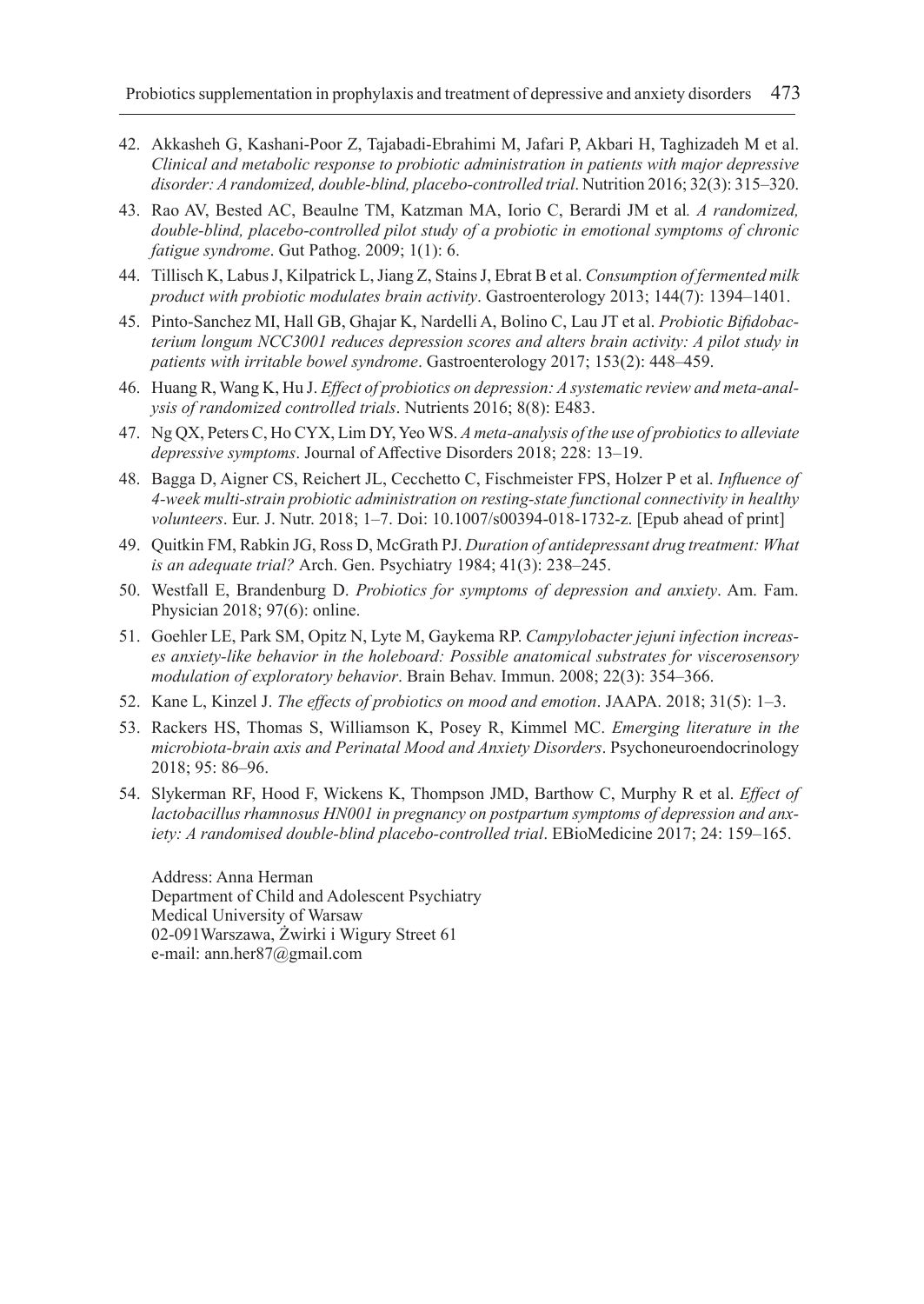42. Akkasheh G, Kashani-Poor Z, Tajabadi-Ebrahimi M, Jafari P, Akbari H, Taghizadeh M et al. *Clinical and metabolic response to probiotic administration in patients with major depressive disorder: A randomized, double-blind, placebo-controlled trial*. Nutrition 2016; 32(3): 315–320.
43. Rao AV, Bested AC, Beaulne TM, Katzman MA, Iorio C, Berardi JM et al*. A randomized, double-blind, placebo-controlled pilot study of a probiotic in emotional symptoms of chronic fatigue syndrome*. Gut Pathog. 2009; 1(1): 6.
44. Tillisch K, Labus J, Kilpatrick L, Jiang Z, Stains J, Ebrat B et al. *Consumption of fermented milk product with probiotic modulates brain activity*. Gastroenterology 2013; 144(7): 1394–1401.
45. Pinto-Sanchez MI, Hall GB, Ghajar K, Nardelli A, Bolino C, Lau JT et al. *Probiotic Bifidobacterium longum NCC3001 reduces depression scores and alters brain activity: A pilot study in patients with irritable bowel syndrome*. Gastroenterology 2017; 153(2): 448–459.
46. Huang R, Wang K, Hu J. *Effect of probiotics on depression: A systematic review and meta-analysis of randomized controlled trials*. Nutrients 2016; 8(8): E483.
47. Ng QX, Peters C, Ho CYX, Lim DY, Yeo WS. *A meta-analysis of the use of probiotics to alleviate depressive symptoms*. Journal of Affective Disorders 2018; 228: 13–19.
48. Bagga D, Aigner CS, Reichert JL, Cecchetto C, Fischmeister FPS, Holzer P et al. *Influence of 4-week multi-strain probiotic administration on resting-state functional connectivity in healthy volunteers*. Eur. J. Nutr. 2018; 1–7. Doi: 10.1007/s00394-018-1732-z. [Epub ahead of print]
49. Quitkin FM, Rabkin JG, Ross D, McGrath PJ. *Duration of antidepressant drug treatment: What is an adequate trial?* Arch. Gen. Psychiatry 1984; 41(3): 238–245.
50. Westfall E, Brandenburg D. *Probiotics for symptoms of depression and anxiety*. Am. Fam. Physician 2018; 97(6): online.
51. Goehler LE, Park SM, Opitz N, Lyte M, Gaykema RP. *Campylobacter jejuni infection increases anxiety-like behavior in the holeboard: Possible anatomical substrates for viscerosensory modulation of exploratory behavior*. Brain Behav. Immun. 2008; 22(3): 354–366.
52. Kane L, Kinzel J. *The effects of probiotics on mood and emotion*. JAAPA. 2018; 31(5): 1–3.
53. Rackers HS, Thomas S, Williamson K, Posey R, Kimmel MC. *Emerging literature in the microbiota-brain axis and Perinatal Mood and Anxiety Disorders*. Psychoneuroendocrinology 2018; 95: 86–96.
54. Slykerman RF, Hood F, Wickens K, Thompson JMD, Barthow C, Murphy R et al. *Effect of lactobacillus rhamnosus HN001 in pregnancy on postpartum symptoms of depression and anxiety: A randomised double-blind placebo-controlled trial*. EBioMedicine 2017; 24: 159–165.

Address: Anna Herman
Department of Child and Adolescent Psychiatry
Medical University of Warsaw
02-091Warszawa, Żwirki i Wigury Street 61
e-mail: ann.her87@gmail.com